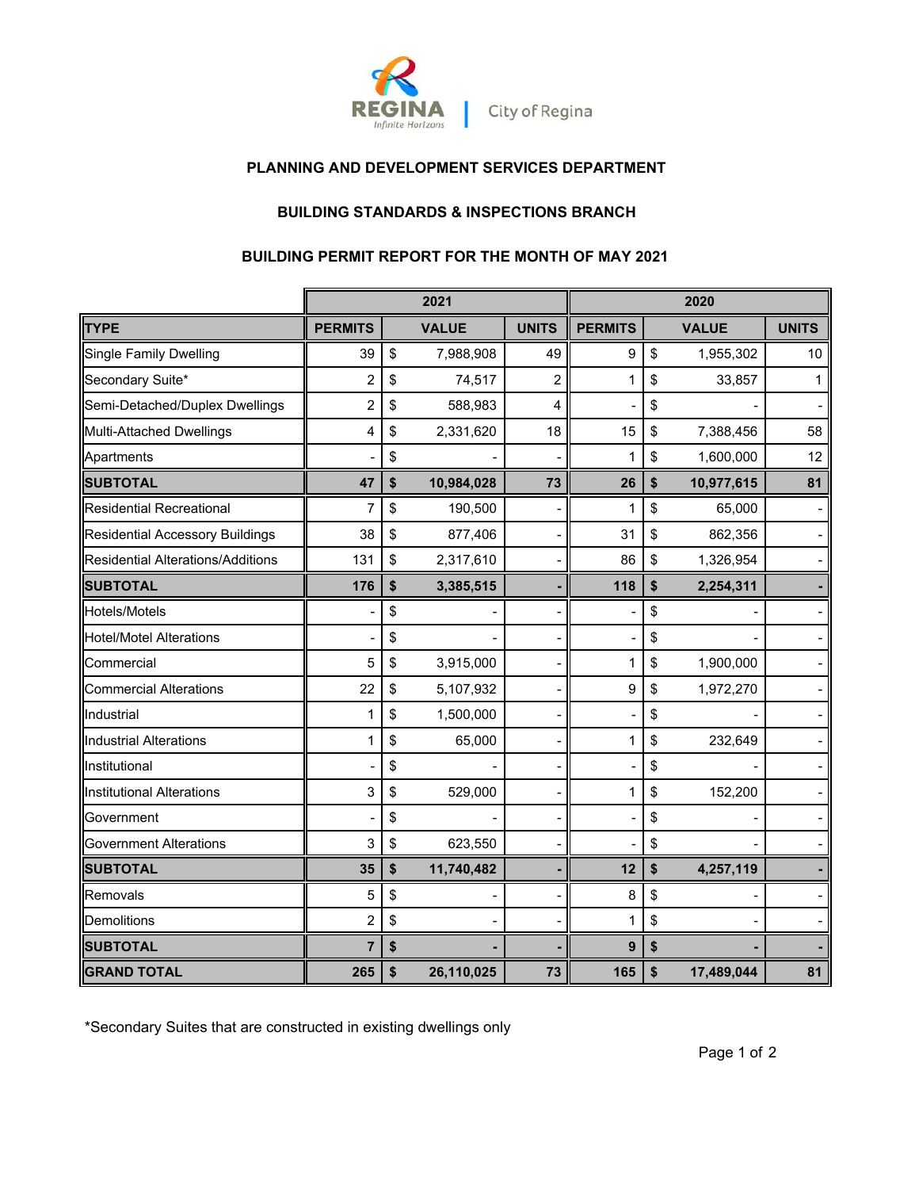City of Regina

**PLANNING AND DEVELOPMENT SERVICES DEPARTMENT**

**BUILDING STANDARDS & INSPECTIONS BRANCH**

**BUILDING PERMIT REPORT FOR THE MONTH OF MAY 2021**

| | 2021 | | | 2020 | | |
|---|---|---|---|---|---|---|
| **TYPE** | **PERMITS** | **VALUE** | **UNITS** | **PERMITS** | **VALUE** | **UNITS** |
| Single Family Dwelling | 39 | $ 7,988,908 | 49 | 9 | $ 1,955,302 | 10 |
| Secondary Suite* | 2 | $ 74,517 | 2 | 1 | $ 33,857 | 1 |
| Semi-Detached/Duplex Dwellings | 2 | $ 588,983 | 4 | - | $ - | - |
| Multi-Attached Dwellings | 4 | $ 2,331,620 | 18 | 15 | $ 7,388,456 | 58 |
| Apartments | - | $ - | - | 1 | $ 1,600,000 | 12 |
| **SUBTOTAL** | **47** | **$ 10,984,028** | **73** | **26** | **$ 10,977,615** | **81** |
| Residential Recreational | 7 | $ 190,500 | - | 1 | $ 65,000 | - |
| Residential Accessory Buildings | 38 | $ 877,406 | - | 31 | $ 862,356 | - |
| Residential Alterations/Additions | 131 | $ 2,317,610 | - | 86 | $ 1,326,954 | - |
| **SUBTOTAL** | **176** | **$ 3,385,515** | **-** | **118** | **$ 2,254,311** | **-** |
| Hotels/Motels | - | $ - | - | - | $ - | - |
| Hotel/Motel Alterations | - | $ - | - | - | $ - | - |
| Commercial | 5 | $ 3,915,000 | - | 1 | $ 1,900,000 | - |
| Commercial Alterations | 22 | $ 5,107,932 | - | 9 | $ 1,972,270 | - |
| Industrial | 1 | $ 1,500,000 | - | - | $ - | - |
| Industrial Alterations | 1 | $ 65,000 | - | 1 | $ 232,649 | - |
| Institutional | - | $ - | - | - | $ - | - |
| Institutional Alterations | 3 | $ 529,000 | - | 1 | $ 152,200 | - |
| Government | - | $ - | - | - | $ - | - |
| Government Alterations | 3 | $ 623,550 | - | - | $ - | - |
| **SUBTOTAL** | **35** | **$ 11,740,482** | **-** | **12** | **$ 4,257,119** | **-** |
| Removals | 5 | $ - | - | 8 | $ - | - |
| Demolitions | 2 | $ - | - | 1 | $ - | - |
| **SUBTOTAL** | **7** | **$ -** | **-** | **9** | **$ -** | **-** |
| **GRAND TOTAL** | **265** | **$ 26,110,025** | **73** | **165** | **$ 17,489,044** | **81** |

*Secondary Suites that are constructed in existing dwellings only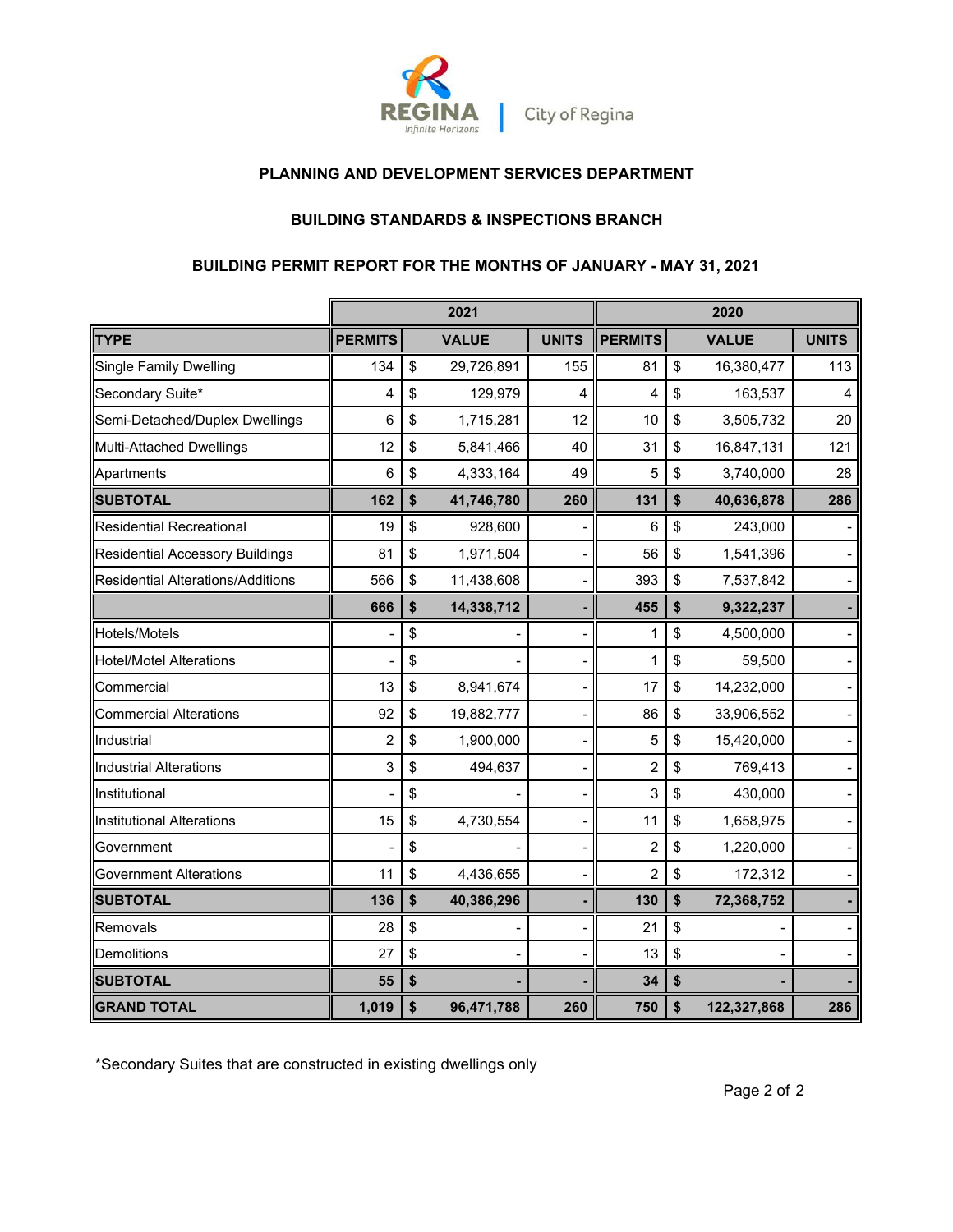City of Regina

**PLANNING AND DEVELOPMENT SERVICES DEPARTMENT**

**BUILDING STANDARDS & INSPECTIONS BRANCH**

**BUILDING PERMIT REPORT FOR THE MONTHS OF JANUARY - MAY 31, 2021**

| | 2021 | | | 2020 | | |
|---|---|---|---|---|---|---|
| **TYPE** | **PERMITS** | **VALUE** | **UNITS** | **PERMITS** | **VALUE** | **UNITS** |
| Single Family Dwelling | 134 | $ 29,726,891 | 155 | 81 | $ 16,380,477 | 113 |
| Secondary Suite* | 4 | $ 129,979 | 4 | 4 | $ 163,537 | 4 |
| Semi-Detached/Duplex Dwellings | 6 | $ 1,715,281 | 12 | 10 | $ 3,505,732 | 20 |
| Multi-Attached Dwellings | 12 | $ 5,841,466 | 40 | 31 | $ 16,847,131 | 121 |
| Apartments | 6 | $ 4,333,164 | 49 | 5 | $ 3,740,000 | 28 |
| **SUBTOTAL** | **162** | **$ 41,746,780** | **260** | **131** | **$ 40,636,878** | **286** |
| Residential Recreational | 19 | $ 928,600 | - | 6 | $ 243,000 | - |
| Residential Accessory Buildings | 81 | $ 1,971,504 | - | 56 | $ 1,541,396 | - |
| Residential Alterations/Additions | 566 | $ 11,438,608 | - | 393 | $ 7,537,842 | - |
| | **666** | **$ 14,338,712** | **-** | **455** | **$ 9,322,237** | **-** |
| Hotels/Motels | - | $ - | - | 1 | $ 4,500,000 | - |
| Hotel/Motel Alterations | - | $ - | - | 1 | $ 59,500 | - |
| Commercial | 13 | $ 8,941,674 | - | 17 | $ 14,232,000 | - |
| Commercial Alterations | 92 | $ 19,882,777 | - | 86 | $ 33,906,552 | - |
| Industrial | 2 | $ 1,900,000 | - | 5 | $ 15,420,000 | - |
| Industrial Alterations | 3 | $ 494,637 | - | 2 | $ 769,413 | - |
| Institutional | - | $ - | - | 3 | $ 430,000 | - |
| Institutional Alterations | 15 | $ 4,730,554 | - | 11 | $ 1,658,975 | - |
| Government | - | $ - | - | 2 | $ 1,220,000 | - |
| Government Alterations | 11 | $ 4,436,655 | - | 2 | $ 172,312 | - |
| **SUBTOTAL** | **136** | **$ 40,386,296** | **-** | **130** | **$ 72,368,752** | **-** |
| Removals | 28 | $ - | - | 21 | $ - | - |
| Demolitions | 27 | $ - | - | 13 | $ - | - |
| **SUBTOTAL** | **55** | **$ -** | **-** | **34** | **$ -** | **-** |
| **GRAND TOTAL** | **1,019** | **$ 96,471,788** | **260** | **750** | **$ 122,327,868** | **286** |

*Secondary Suites that are constructed in existing dwellings only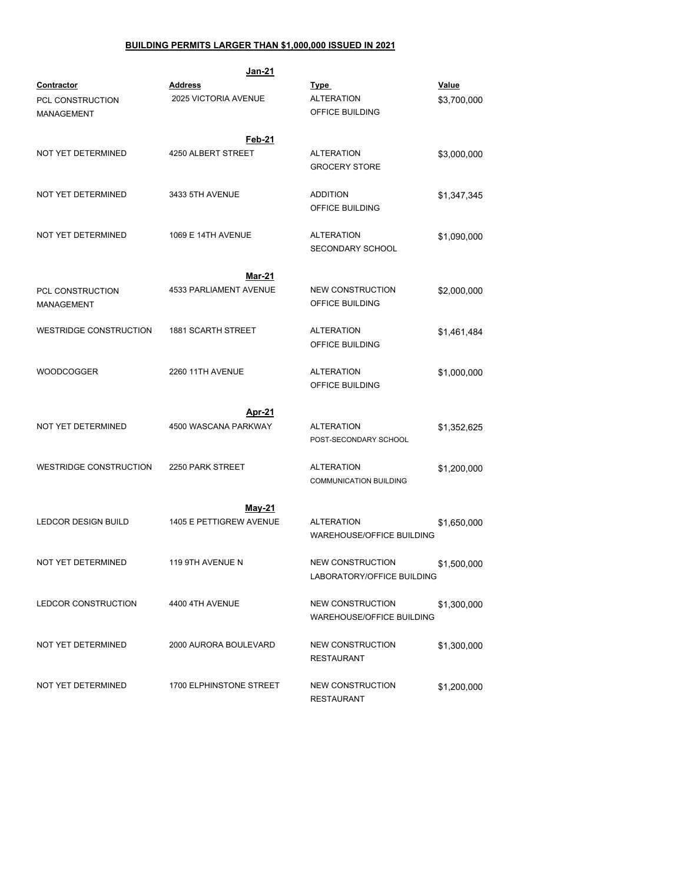**BUILDING PERMITS LARGER THAN $1,000,000 ISSUED IN 2021**

| Contractor | Address | Type | Value |
|---|---|---|---|
| | **Jan-21** | | |
| PCL CONSTRUCTION MANAGEMENT | 2025 VICTORIA AVENUE | ALTERATION OFFICE BUILDING | $3,700,000 |
| | **Feb-21** | | |
| NOT YET DETERMINED | 4250 ALBERT STREET | ALTERATION GROCERY STORE | $3,000,000 |
| NOT YET DETERMINED | 3433 5TH AVENUE | ADDITION OFFICE BUILDING | $1,347,345 |
| NOT YET DETERMINED | 1069 E 14TH AVENUE | ALTERATION SECONDARY SCHOOL | $1,090,000 |
| | **Mar-21** | | |
| PCL CONSTRUCTION MANAGEMENT | 4533 PARLIAMENT AVENUE | NEW CONSTRUCTION OFFICE BUILDING | $2,000,000 |
| WESTRIDGE CONSTRUCTION | 1881 SCARTH STREET | ALTERATION OFFICE BUILDING | $1,461,484 |
| WOODCOGGER | 2260 11TH AVENUE | ALTERATION OFFICE BUILDING | $1,000,000 |
| | **Apr-21** | | |
| NOT YET DETERMINED | 4500 WASCANA PARKWAY | ALTERATION POST-SECONDARY SCHOOL | $1,352,625 |
| WESTRIDGE CONSTRUCTION | 2250 PARK STREET | ALTERATION COMMUNICATION BUILDING | $1,200,000 |
| | **May-21** | | |
| LEDCOR DESIGN BUILD | 1405 E PETTIGREW AVENUE | ALTERATION WAREHOUSE/OFFICE BUILDING | $1,650,000 |
| NOT YET DETERMINED | 119 9TH AVENUE N | NEW CONSTRUCTION LABORATORY/OFFICE BUILDING | $1,500,000 |
| LEDCOR CONSTRUCTION | 4400 4TH AVENUE | NEW CONSTRUCTION WAREHOUSE/OFFICE BUILDING | $1,300,000 |
| NOT YET DETERMINED | 2000 AURORA BOULEVARD | NEW CONSTRUCTION RESTAURANT | $1,300,000 |
| NOT YET DETERMINED | 1700 ELPHINSTONE STREET | NEW CONSTRUCTION RESTAURANT | $1,200,000 |